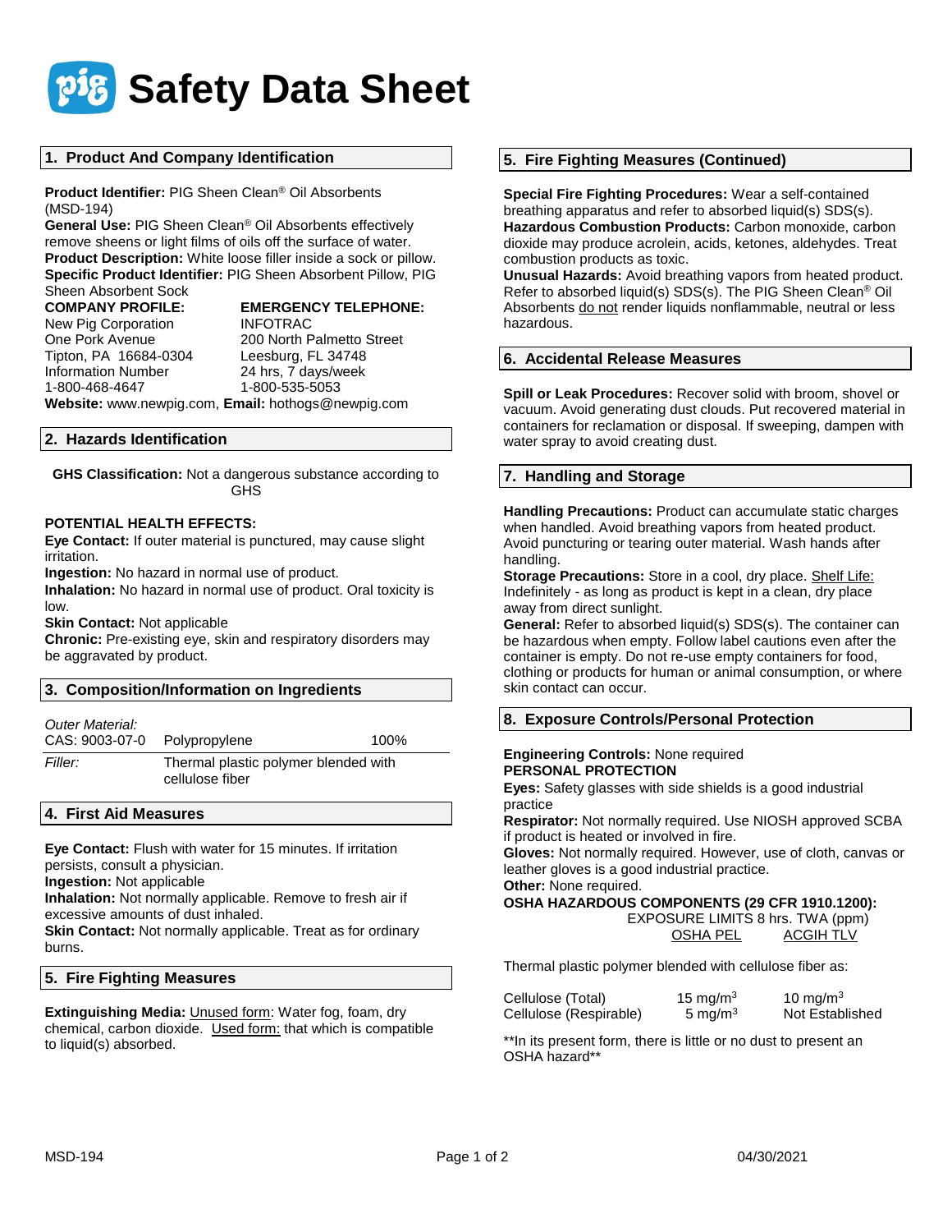# Safety Data Sheet

## 1. Product And Company Identification

**Product Identifier:** PIG Sheen Clean® Oil Absorbents (MSD-194)
**General Use:** PIG Sheen Clean® Oil Absorbents effectively remove sheens or light films of oils off the surface of water.
**Product Description:** White loose filler inside a sock or pillow.
**Specific Product Identifier:** PIG Sheen Absorbent Pillow, PIG Sheen Absorbent Sock

| **COMPANY PROFILE:** | **EMERGENCY TELEPHONE:** |
|---|---|
| New Pig Corporation | INFOTRAC |
| One Pork Avenue | 200 North Palmetto Street |
| Tipton, PA 16684-0304 | Leesburg, FL 34748 |
| Information Number | 24 hrs, 7 days/week |
| 1-800-468-4647 | 1-800-535-5053 |

**Website:** www.newpig.com, **Email:** hothogs@newpig.com

## 2. Hazards Identification

**GHS Classification:** Not a dangerous substance according to GHS

**POTENTIAL HEALTH EFFECTS:**
**Eye Contact:** If outer material is punctured, may cause slight irritation.
**Ingestion:** No hazard in normal use of product.
**Inhalation:** No hazard in normal use of product. Oral toxicity is low.
**Skin Contact:** Not applicable
**Chronic:** Pre-existing eye, skin and respiratory disorders may be aggravated by product.

## 3. Composition/Information on Ingredients

| *Outer Material:* | | |
|---|---|---|
| CAS: 9003-07-0 | Polypropylene | 100% |
| *Filler:* | Thermal plastic polymer blended with cellulose fiber | |

## 4. First Aid Measures

**Eye Contact:** Flush with water for 15 minutes. If irritation persists, consult a physician.
**Ingestion:** Not applicable
**Inhalation:** Not normally applicable. Remove to fresh air if excessive amounts of dust inhaled.
**Skin Contact:** Not normally applicable. Treat as for ordinary burns.

## 5. Fire Fighting Measures

**Extinguishing Media:** Unused form: Water fog, foam, dry chemical, carbon dioxide. Used form: that which is compatible to liquid(s) absorbed.

## 5. Fire Fighting Measures (Continued)

**Special Fire Fighting Procedures:** Wear a self-contained breathing apparatus and refer to absorbed liquid(s) SDS(s).
**Hazardous Combustion Products:** Carbon monoxide, carbon dioxide may produce acrolein, acids, ketones, aldehydes. Treat combustion products as toxic.
**Unusual Hazards:** Avoid breathing vapors from heated product. Refer to absorbed liquid(s) SDS(s). The PIG Sheen Clean® Oil Absorbents do not render liquids nonflammable, neutral or less hazardous.

## 6. Accidental Release Measures

**Spill or Leak Procedures:** Recover solid with broom, shovel or vacuum. Avoid generating dust clouds. Put recovered material in containers for reclamation or disposal. If sweeping, dampen with water spray to avoid creating dust.

## 7. Handling and Storage

**Handling Precautions:** Product can accumulate static charges when handled. Avoid breathing vapors from heated product. Avoid puncturing or tearing outer material. Wash hands after handling.
**Storage Precautions:** Store in a cool, dry place. Shelf Life: Indefinitely - as long as product is kept in a clean, dry place away from direct sunlight.
**General:** Refer to absorbed liquid(s) SDS(s). The container can be hazardous when empty. Follow label cautions even after the container is empty. Do not re-use empty containers for food, clothing or products for human or animal consumption, or where skin contact can occur.

## 8. Exposure Controls/Personal Protection

**Engineering Controls:** None required
**PERSONAL PROTECTION**
**Eyes:** Safety glasses with side shields is a good industrial practice
**Respirator:** Not normally required. Use NIOSH approved SCBA if product is heated or involved in fire.
**Gloves:** Not normally required. However, use of cloth, canvas or leather gloves is a good industrial practice.
**Other:** None required.
**OSHA HAZARDOUS COMPONENTS (29 CFR 1910.1200):**

EXPOSURE LIMITS 8 hrs. TWA (ppm)

Thermal plastic polymer blended with cellulose fiber as:

| | OSHA PEL | ACGIH TLV |
|---|---|---|
| Cellulose (Total) | 15 mg/m$^3$ | 10 mg/m$^3$ |
| Cellulose (Respirable) | 5 mg/m$^3$ | Not Established |

**In its present form, there is little or no dust to present an OSHA hazard**

MSD-194 04/30/2021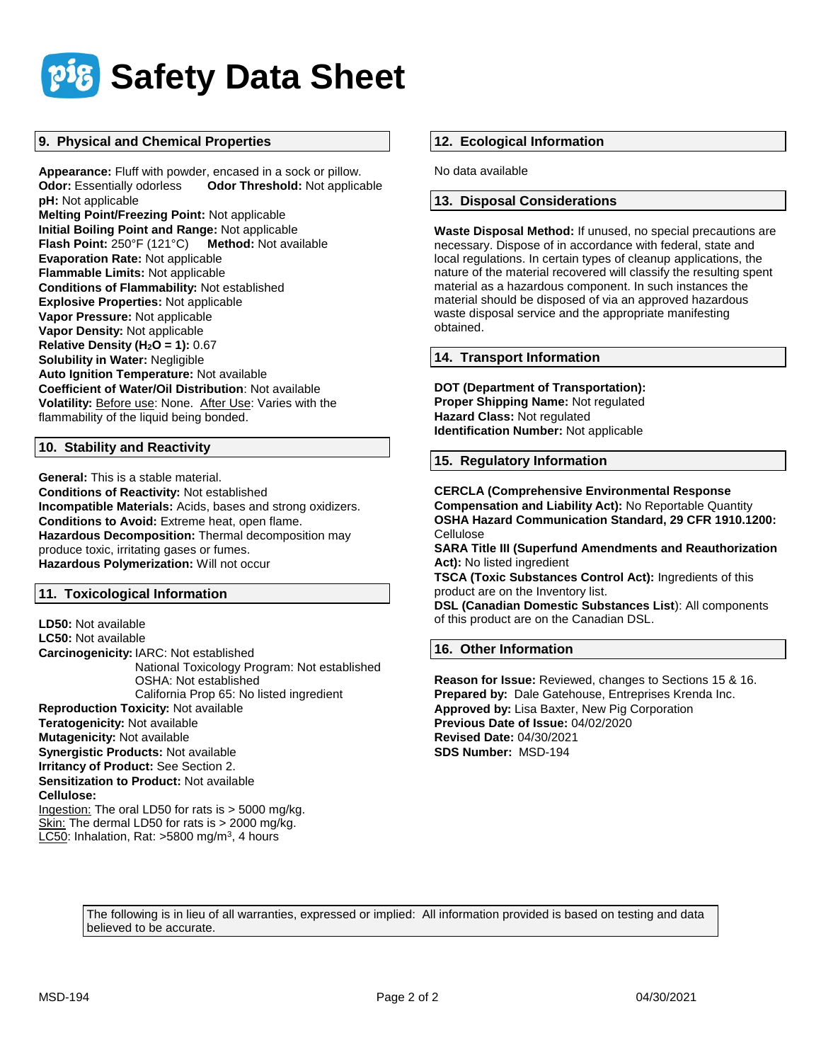# Safety Data Sheet

## 9. Physical and Chemical Properties

**Appearance:** Fluff with powder, encased in a sock or pillow.
**Odor:** Essentially odorless **Odor Threshold:** Not applicable
**pH:** Not applicable
**Melting Point/Freezing Point:** Not applicable
**Initial Boiling Point and Range:** Not applicable
**Flash Point:** 250°F (121°C) **Method:** Not available
**Evaporation Rate:** Not applicable
**Flammable Limits:** Not applicable
**Conditions of Flammability:** Not established
**Explosive Properties:** Not applicable
**Vapor Pressure:** Not applicable
**Vapor Density:** Not applicable
**Relative Density ($H_2O$ = 1):** 0.67
**Solubility in Water:** Negligible
**Auto Ignition Temperature:** Not available
**Coefficient of Water/Oil Distribution**: Not available
**Volatility:** Before use: None. After Use: Varies with the flammability of the liquid being bonded.

## 10. Stability and Reactivity

**General:** This is a stable material.
**Conditions of Reactivity:** Not established
**Incompatible Materials:** Acids, bases and strong oxidizers.
**Conditions to Avoid:** Extreme heat, open flame.
**Hazardous Decomposition:** Thermal decomposition may produce toxic, irritating gases or fumes.
**Hazardous Polymerization:** Will not occur

## 11. Toxicological Information

**LD50:** Not available
**LC50:** Not available
**Carcinogenicity:** IARC: Not established
National Toxicology Program: Not established
OSHA: Not established
California Prop 65: No listed ingredient
**Reproduction Toxicity:** Not available
**Teratogenicity:** Not available
**Mutagenicity:** Not available
**Synergistic Products:** Not available
**Irritancy of Product:** See Section 2.
**Sensitization to Product:** Not available
**Cellulose:**
Ingestion: The oral LD50 for rats is > 5000 mg/kg.
Skin: The dermal LD50 for rats is > 2000 mg/kg.
LC50: Inhalation, Rat: >5800 mg/m$^3$, 4 hours

## 12. Ecological Information

No data available

## 13. Disposal Considerations

**Waste Disposal Method:** If unused, no special precautions are necessary. Dispose of in accordance with federal, state and local regulations. In certain types of cleanup applications, the nature of the material recovered will classify the resulting spent material as a hazardous component. In such instances the material should be disposed of via an approved hazardous waste disposal service and the appropriate manifesting obtained.

## 14. Transport Information

**DOT (Department of Transportation):**
**Proper Shipping Name:** Not regulated
**Hazard Class:** Not regulated
**Identification Number:** Not applicable

## 15. Regulatory Information

**CERCLA (Comprehensive Environmental Response Compensation and Liability Act):** No Reportable Quantity
**OSHA Hazard Communication Standard, 29 CFR 1910.1200:** Cellulose
**SARA Title III (Superfund Amendments and Reauthorization Act):** No listed ingredient
**TSCA (Toxic Substances Control Act):** Ingredients of this product are on the Inventory list.
**DSL (Canadian Domestic Substances List)**: All components of this product are on the Canadian DSL.

## 16. Other Information

**Reason for Issue:** Reviewed, changes to Sections 15 & 16.
**Prepared by:** Dale Gatehouse, Entreprises Krenda Inc.
**Approved by:** Lisa Baxter, New Pig Corporation
**Previous Date of Issue:** 04/02/2020
**Revised Date:** 04/30/2021
**SDS Number:** MSD-194

The following is in lieu of all warranties, expressed or implied: All information provided is based on testing and data believed to be accurate.